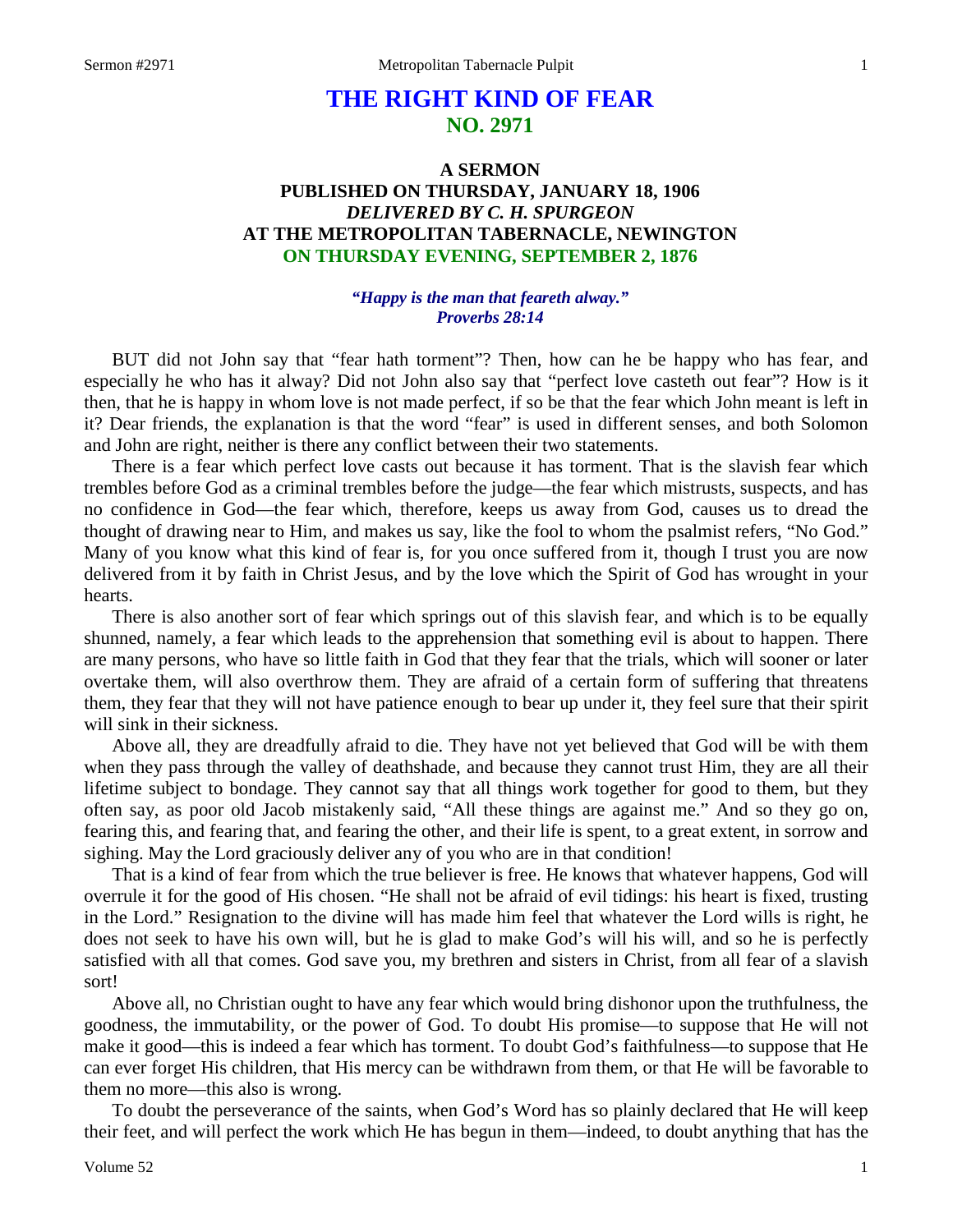# THE RIGHT KIND OF FEAR
## NO. 2971

### A SERMON
### PUBLISHED ON THURSDAY, JANUARY 18, 1906
### *DELIVERED BY C. H. SPURGEON*
### AT THE METROPOLITAN TABERNACLE, NEWINGTON
### ON THURSDAY EVENING, SEPTEMBER 2, 1876

***"Happy is the man that feareth alway."***
***Proverbs 28:14***

BUT did not John say that "fear hath torment"? Then, how can he be happy who has fear, and especially he who has it alway? Did not John also say that "perfect love casteth out fear"? How is it then, that he is happy in whom love is not made perfect, if so be that the fear which John meant is left in it? Dear friends, the explanation is that the word "fear" is used in different senses, and both Solomon and John are right, neither is there any conflict between their two statements.

There is a fear which perfect love casts out because it has torment. That is the slavish fear which trembles before God as a criminal trembles before the judge—the fear which mistrusts, suspects, and has no confidence in God—the fear which, therefore, keeps us away from God, causes us to dread the thought of drawing near to Him, and makes us say, like the fool to whom the psalmist refers, "No God." Many of you know what this kind of fear is, for you once suffered from it, though I trust you are now delivered from it by faith in Christ Jesus, and by the love which the Spirit of God has wrought in your hearts.

There is also another sort of fear which springs out of this slavish fear, and which is to be equally shunned, namely, a fear which leads to the apprehension that something evil is about to happen. There are many persons, who have so little faith in God that they fear that the trials, which will sooner or later overtake them, will also overthrow them. They are afraid of a certain form of suffering that threatens them, they fear that they will not have patience enough to bear up under it, they feel sure that their spirit will sink in their sickness.

Above all, they are dreadfully afraid to die. They have not yet believed that God will be with them when they pass through the valley of deathshade, and because they cannot trust Him, they are all their lifetime subject to bondage. They cannot say that all things work together for good to them, but they often say, as poor old Jacob mistakenly said, "All these things are against me." And so they go on, fearing this, and fearing that, and fearing the other, and their life is spent, to a great extent, in sorrow and sighing. May the Lord graciously deliver any of you who are in that condition!

That is a kind of fear from which the true believer is free. He knows that whatever happens, God will overrule it for the good of His chosen. "He shall not be afraid of evil tidings: his heart is fixed, trusting in the Lord." Resignation to the divine will has made him feel that whatever the Lord wills is right, he does not seek to have his own will, but he is glad to make God's will his will, and so he is perfectly satisfied with all that comes. God save you, my brethren and sisters in Christ, from all fear of a slavish sort!

Above all, no Christian ought to have any fear which would bring dishonor upon the truthfulness, the goodness, the immutability, or the power of God. To doubt His promise—to suppose that He will not make it good—this is indeed a fear which has torment. To doubt God's faithfulness—to suppose that He can ever forget His children, that His mercy can be withdrawn from them, or that He will be favorable to them no more—this also is wrong.

To doubt the perseverance of the saints, when God's Word has so plainly declared that He will keep their feet, and will perfect the work which He has begun in them—indeed, to doubt anything that has the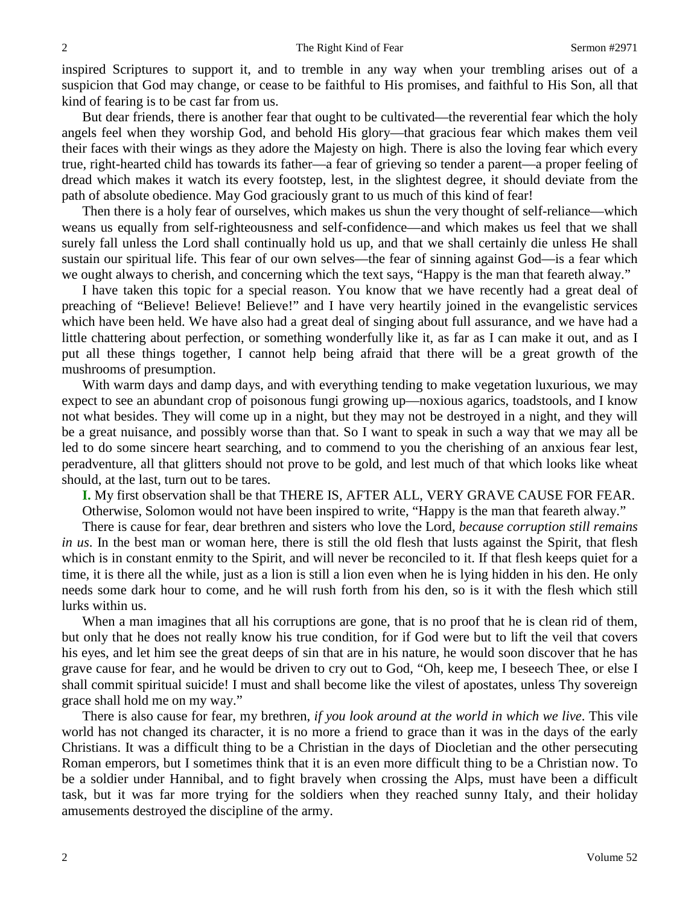inspired Scriptures to support it, and to tremble in any way when your trembling arises out of a suspicion that God may change, or cease to be faithful to His promises, and faithful to His Son, all that kind of fearing is to be cast far from us.

But dear friends, there is another fear that ought to be cultivated—the reverential fear which the holy angels feel when they worship God, and behold His glory—that gracious fear which makes them veil their faces with their wings as they adore the Majesty on high. There is also the loving fear which every true, right-hearted child has towards its father—a fear of grieving so tender a parent—a proper feeling of dread which makes it watch its every footstep, lest, in the slightest degree, it should deviate from the path of absolute obedience. May God graciously grant to us much of this kind of fear!

Then there is a holy fear of ourselves, which makes us shun the very thought of self-reliance—which weans us equally from self-righteousness and self-confidence—and which makes us feel that we shall surely fall unless the Lord shall continually hold us up, and that we shall certainly die unless He shall sustain our spiritual life. This fear of our own selves—the fear of sinning against God—is a fear which we ought always to cherish, and concerning which the text says, "Happy is the man that feareth alway."

I have taken this topic for a special reason. You know that we have recently had a great deal of preaching of "Believe! Believe! Believe!" and I have very heartily joined in the evangelistic services which have been held. We have also had a great deal of singing about full assurance, and we have had a little chattering about perfection, or something wonderfully like it, as far as I can make it out, and as I put all these things together, I cannot help being afraid that there will be a great growth of the mushrooms of presumption.

With warm days and damp days, and with everything tending to make vegetation luxurious, we may expect to see an abundant crop of poisonous fungi growing up—noxious agarics, toadstools, and I know not what besides. They will come up in a night, but they may not be destroyed in a night, and they will be a great nuisance, and possibly worse than that. So I want to speak in such a way that we may all be led to do some sincere heart searching, and to commend to you the cherishing of an anxious fear lest, peradventure, all that glitters should not prove to be gold, and lest much of that which looks like wheat should, at the last, turn out to be tares.

**I.** My first observation shall be that THERE IS, AFTER ALL, VERY GRAVE CAUSE FOR FEAR. Otherwise, Solomon would not have been inspired to write, "Happy is the man that feareth alway."

There is cause for fear, dear brethren and sisters who love the Lord, *because corruption still remains in us*. In the best man or woman here, there is still the old flesh that lusts against the Spirit, that flesh which is in constant enmity to the Spirit, and will never be reconciled to it. If that flesh keeps quiet for a time, it is there all the while, just as a lion is still a lion even when he is lying hidden in his den. He only needs some dark hour to come, and he will rush forth from his den, so is it with the flesh which still lurks within us.

When a man imagines that all his corruptions are gone, that is no proof that he is clean rid of them, but only that he does not really know his true condition, for if God were but to lift the veil that covers his eyes, and let him see the great deeps of sin that are in his nature, he would soon discover that he has grave cause for fear, and he would be driven to cry out to God, "Oh, keep me, I beseech Thee, or else I shall commit spiritual suicide! I must and shall become like the vilest of apostates, unless Thy sovereign grace shall hold me on my way."

There is also cause for fear, my brethren, *if you look around at the world in which we live*. This vile world has not changed its character, it is no more a friend to grace than it was in the days of the early Christians. It was a difficult thing to be a Christian in the days of Diocletian and the other persecuting Roman emperors, but I sometimes think that it is an even more difficult thing to be a Christian now. To be a soldier under Hannibal, and to fight bravely when crossing the Alps, must have been a difficult task, but it was far more trying for the soldiers when they reached sunny Italy, and their holiday amusements destroyed the discipline of the army.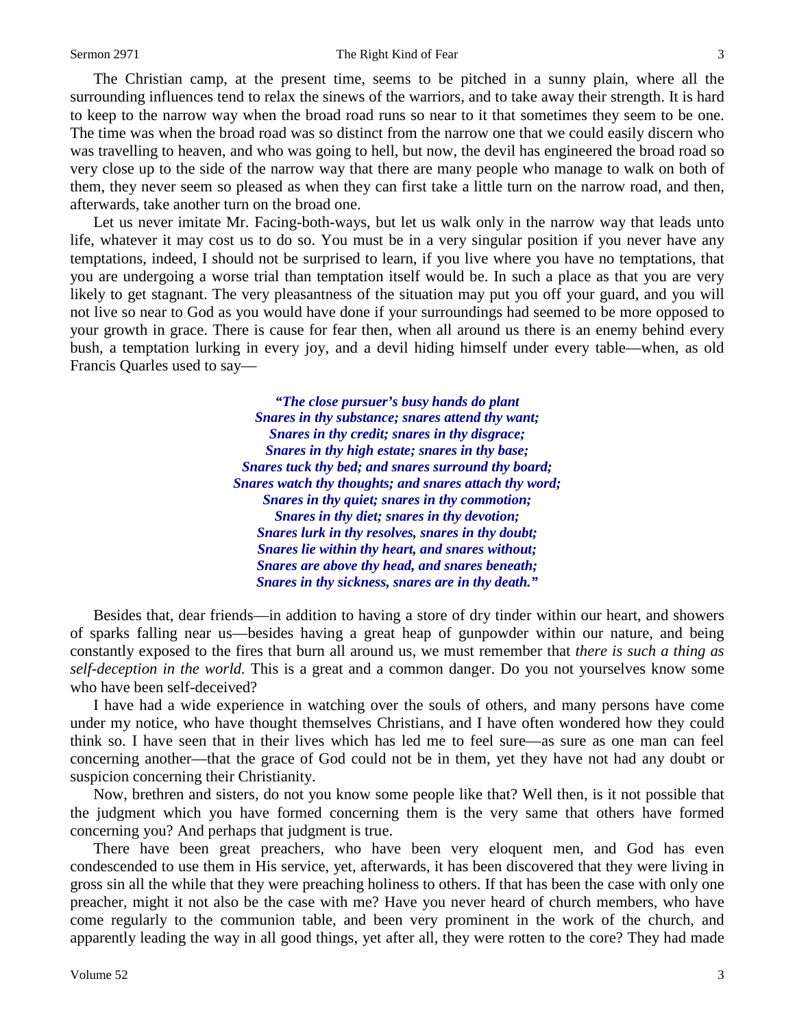The Christian camp, at the present time, seems to be pitched in a sunny plain, where all the surrounding influences tend to relax the sinews of the warriors, and to take away their strength. It is hard to keep to the narrow way when the broad road runs so near to it that sometimes they seem to be one. The time was when the broad road was so distinct from the narrow one that we could easily discern who was travelling to heaven, and who was going to hell, but now, the devil has engineered the broad road so very close up to the side of the narrow way that there are many people who manage to walk on both of them, they never seem so pleased as when they can first take a little turn on the narrow road, and then, afterwards, take another turn on the broad one.

Let us never imitate Mr. Facing-both-ways, but let us walk only in the narrow way that leads unto life, whatever it may cost us to do so. You must be in a very singular position if you never have any temptations, indeed, I should not be surprised to learn, if you live where you have no temptations, that you are undergoing a worse trial than temptation itself would be. In such a place as that you are very likely to get stagnant. The very pleasantness of the situation may put you off your guard, and you will not live so near to God as you would have done if your surroundings had seemed to be more opposed to your growth in grace. There is cause for fear then, when all around us there is an enemy behind every bush, a temptation lurking in every joy, and a devil hiding himself under every table—when, as old Francis Quarles used to say—

> ***"The close pursuer's busy hands do plant***
> ***Snares in thy substance; snares attend thy want;***
> ***Snares in thy credit; snares in thy disgrace;***
> ***Snares in thy high estate; snares in thy base;***
> ***Snares tuck thy bed; and snares surround thy board;***
> ***Snares watch thy thoughts; and snares attach thy word;***
> ***Snares in thy quiet; snares in thy commotion;***
> ***Snares in thy diet; snares in thy devotion;***
> ***Snares lurk in thy resolves, snares in thy doubt;***
> ***Snares lie within thy heart, and snares without;***
> ***Snares are above thy head, and snares beneath;***
> ***Snares in thy sickness, snares are in thy death."***

Besides that, dear friends—in addition to having a store of dry tinder within our heart, and showers of sparks falling near us—besides having a great heap of gunpowder within our nature, and being constantly exposed to the fires that burn all around us, we must remember that *there is such a thing as self-deception in the world.* This is a great and a common danger. Do you not yourselves know some who have been self-deceived?

I have had a wide experience in watching over the souls of others, and many persons have come under my notice, who have thought themselves Christians, and I have often wondered how they could think so. I have seen that in their lives which has led me to feel sure—as sure as one man can feel concerning another—that the grace of God could not be in them, yet they have not had any doubt or suspicion concerning their Christianity.

Now, brethren and sisters, do not you know some people like that? Well then, is it not possible that the judgment which you have formed concerning them is the very same that others have formed concerning you? And perhaps that judgment is true.

There have been great preachers, who have been very eloquent men, and God has even condescended to use them in His service, yet, afterwards, it has been discovered that they were living in gross sin all the while that they were preaching holiness to others. If that has been the case with only one preacher, might it not also be the case with me? Have you never heard of church members, who have come regularly to the communion table, and been very prominent in the work of the church, and apparently leading the way in all good things, yet after all, they were rotten to the core? They had made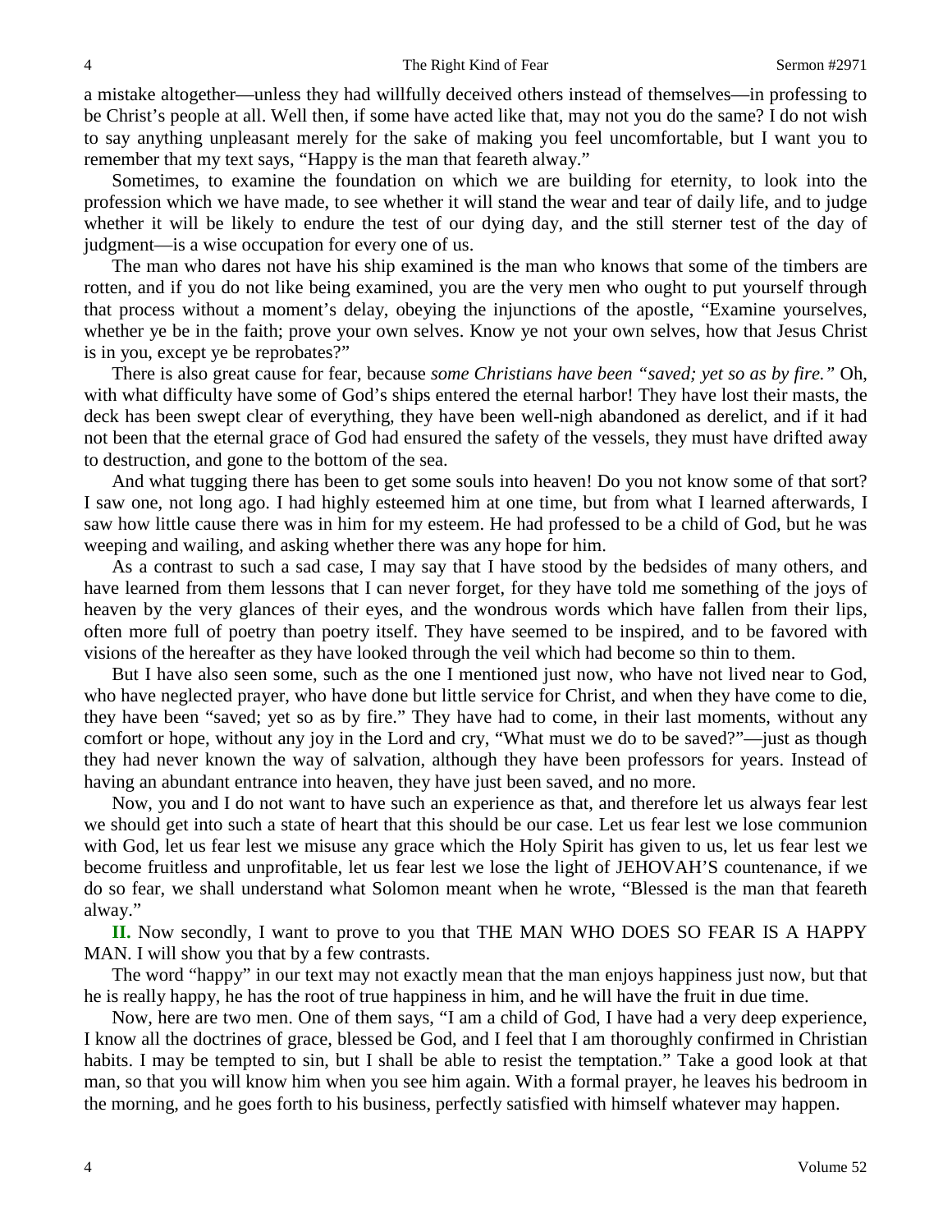a mistake altogether—unless they had willfully deceived others instead of themselves—in professing to be Christ's people at all. Well then, if some have acted like that, may not you do the same? I do not wish to say anything unpleasant merely for the sake of making you feel uncomfortable, but I want you to remember that my text says, "Happy is the man that feareth alway."

Sometimes, to examine the foundation on which we are building for eternity, to look into the profession which we have made, to see whether it will stand the wear and tear of daily life, and to judge whether it will be likely to endure the test of our dying day, and the still sterner test of the day of judgment—is a wise occupation for every one of us.

The man who dares not have his ship examined is the man who knows that some of the timbers are rotten, and if you do not like being examined, you are the very men who ought to put yourself through that process without a moment's delay, obeying the injunctions of the apostle, "Examine yourselves, whether ye be in the faith; prove your own selves. Know ye not your own selves, how that Jesus Christ is in you, except ye be reprobates?"

There is also great cause for fear, because *some Christians have been "saved; yet so as by fire."* Oh, with what difficulty have some of God's ships entered the eternal harbor! They have lost their masts, the deck has been swept clear of everything, they have been well-nigh abandoned as derelict, and if it had not been that the eternal grace of God had ensured the safety of the vessels, they must have drifted away to destruction, and gone to the bottom of the sea.

And what tugging there has been to get some souls into heaven! Do you not know some of that sort? I saw one, not long ago. I had highly esteemed him at one time, but from what I learned afterwards, I saw how little cause there was in him for my esteem. He had professed to be a child of God, but he was weeping and wailing, and asking whether there was any hope for him.

As a contrast to such a sad case, I may say that I have stood by the bedsides of many others, and have learned from them lessons that I can never forget, for they have told me something of the joys of heaven by the very glances of their eyes, and the wondrous words which have fallen from their lips, often more full of poetry than poetry itself. They have seemed to be inspired, and to be favored with visions of the hereafter as they have looked through the veil which had become so thin to them.

But I have also seen some, such as the one I mentioned just now, who have not lived near to God, who have neglected prayer, who have done but little service for Christ, and when they have come to die, they have been "saved; yet so as by fire." They have had to come, in their last moments, without any comfort or hope, without any joy in the Lord and cry, "What must we do to be saved?"—just as though they had never known the way of salvation, although they have been professors for years. Instead of having an abundant entrance into heaven, they have just been saved, and no more.

Now, you and I do not want to have such an experience as that, and therefore let us always fear lest we should get into such a state of heart that this should be our case. Let us fear lest we lose communion with God, let us fear lest we misuse any grace which the Holy Spirit has given to us, let us fear lest we become fruitless and unprofitable, let us fear lest we lose the light of JEHOVAH'S countenance, if we do so fear, we shall understand what Solomon meant when he wrote, "Blessed is the man that feareth alway."

**II.** Now secondly, I want to prove to you that THE MAN WHO DOES SO FEAR IS A HAPPY MAN. I will show you that by a few contrasts.

The word "happy" in our text may not exactly mean that the man enjoys happiness just now, but that he is really happy, he has the root of true happiness in him, and he will have the fruit in due time.

Now, here are two men. One of them says, "I am a child of God, I have had a very deep experience, I know all the doctrines of grace, blessed be God, and I feel that I am thoroughly confirmed in Christian habits. I may be tempted to sin, but I shall be able to resist the temptation." Take a good look at that man, so that you will know him when you see him again. With a formal prayer, he leaves his bedroom in the morning, and he goes forth to his business, perfectly satisfied with himself whatever may happen.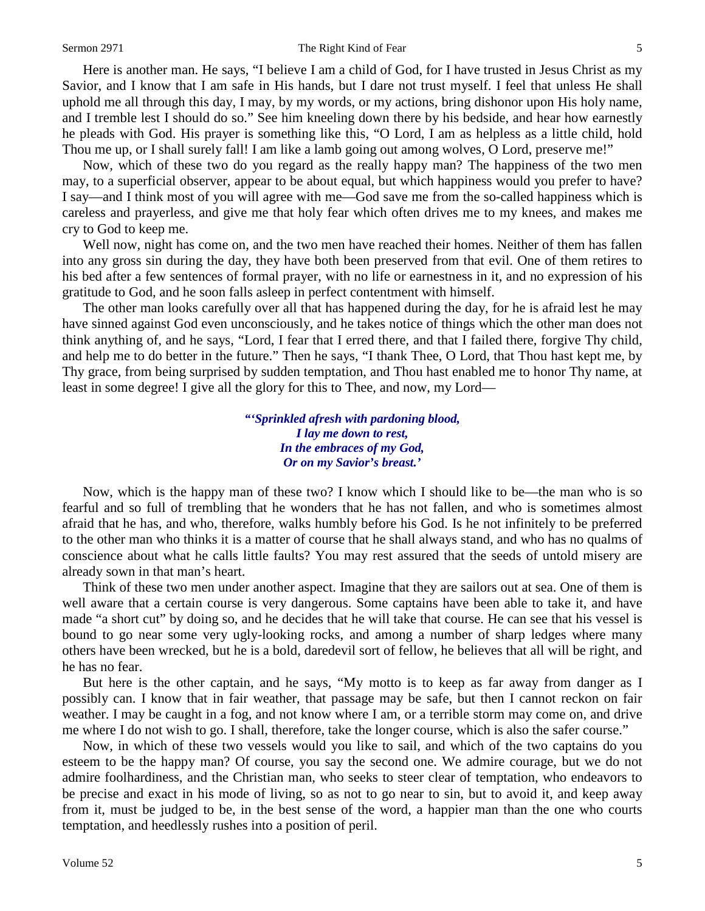Here is another man. He says, "I believe I am a child of God, for I have trusted in Jesus Christ as my Savior, and I know that I am safe in His hands, but I dare not trust myself. I feel that unless He shall uphold me all through this day, I may, by my words, or my actions, bring dishonor upon His holy name, and I tremble lest I should do so." See him kneeling down there by his bedside, and hear how earnestly he pleads with God. His prayer is something like this, "O Lord, I am as helpless as a little child, hold Thou me up, or I shall surely fall! I am like a lamb going out among wolves, O Lord, preserve me!"

Now, which of these two do you regard as the really happy man? The happiness of the two men may, to a superficial observer, appear to be about equal, but which happiness would you prefer to have? I say—and I think most of you will agree with me—God save me from the so-called happiness which is careless and prayerless, and give me that holy fear which often drives me to my knees, and makes me cry to God to keep me.

Well now, night has come on, and the two men have reached their homes. Neither of them has fallen into any gross sin during the day, they have both been preserved from that evil. One of them retires to his bed after a few sentences of formal prayer, with no life or earnestness in it, and no expression of his gratitude to God, and he soon falls asleep in perfect contentment with himself.

The other man looks carefully over all that has happened during the day, for he is afraid lest he may have sinned against God even unconsciously, and he takes notice of things which the other man does not think anything of, and he says, "Lord, I fear that I erred there, and that I failed there, forgive Thy child, and help me to do better in the future." Then he says, "I thank Thee, O Lord, that Thou hast kept me, by Thy grace, from being surprised by sudden temptation, and Thou hast enabled me to honor Thy name, at least in some degree! I give all the glory for this to Thee, and now, my Lord—

> ***"'Sprinkled afresh with pardoning blood,***
> ***I lay me down to rest,***
> ***In the embraces of my God,***
> ***Or on my Savior's breast.'***

Now, which is the happy man of these two? I know which I should like to be—the man who is so fearful and so full of trembling that he wonders that he has not fallen, and who is sometimes almost afraid that he has, and who, therefore, walks humbly before his God. Is he not infinitely to be preferred to the other man who thinks it is a matter of course that he shall always stand, and who has no qualms of conscience about what he calls little faults? You may rest assured that the seeds of untold misery are already sown in that man's heart.

Think of these two men under another aspect. Imagine that they are sailors out at sea. One of them is well aware that a certain course is very dangerous. Some captains have been able to take it, and have made "a short cut" by doing so, and he decides that he will take that course. He can see that his vessel is bound to go near some very ugly-looking rocks, and among a number of sharp ledges where many others have been wrecked, but he is a bold, daredevil sort of fellow, he believes that all will be right, and he has no fear.

But here is the other captain, and he says, "My motto is to keep as far away from danger as I possibly can. I know that in fair weather, that passage may be safe, but then I cannot reckon on fair weather. I may be caught in a fog, and not know where I am, or a terrible storm may come on, and drive me where I do not wish to go. I shall, therefore, take the longer course, which is also the safer course."

Now, in which of these two vessels would you like to sail, and which of the two captains do you esteem to be the happy man? Of course, you say the second one. We admire courage, but we do not admire foolhardiness, and the Christian man, who seeks to steer clear of temptation, who endeavors to be precise and exact in his mode of living, so as not to go near to sin, but to avoid it, and keep away from it, must be judged to be, in the best sense of the word, a happier man than the one who courts temptation, and heedlessly rushes into a position of peril.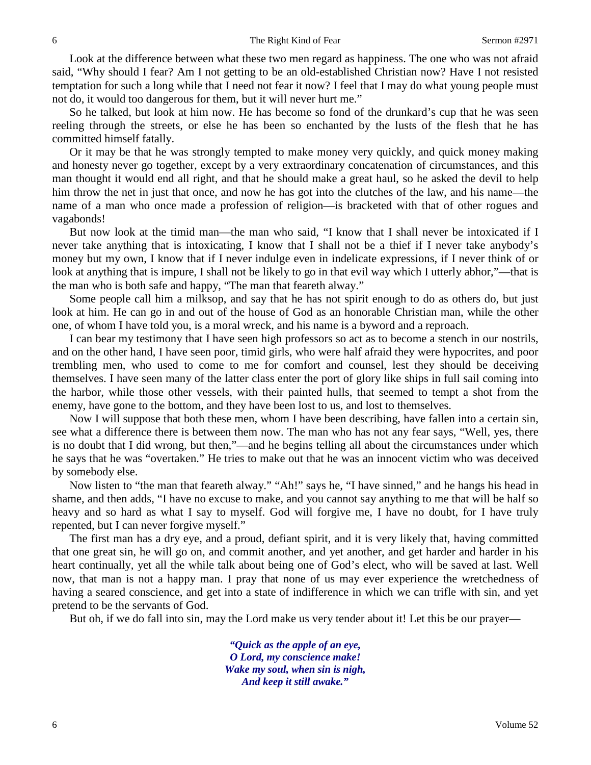Look at the difference between what these two men regard as happiness. The one who was not afraid said, "Why should I fear? Am I not getting to be an old-established Christian now? Have I not resisted temptation for such a long while that I need not fear it now? I feel that I may do what young people must not do, it would too dangerous for them, but it will never hurt me."

So he talked, but look at him now. He has become so fond of the drunkard's cup that he was seen reeling through the streets, or else he has been so enchanted by the lusts of the flesh that he has committed himself fatally.

Or it may be that he was strongly tempted to make money very quickly, and quick money making and honesty never go together, except by a very extraordinary concatenation of circumstances, and this man thought it would end all right, and that he should make a great haul, so he asked the devil to help him throw the net in just that once, and now he has got into the clutches of the law, and his name—the name of a man who once made a profession of religion—is bracketed with that of other rogues and vagabonds!

But now look at the timid man—the man who said, "I know that I shall never be intoxicated if I never take anything that is intoxicating, I know that I shall not be a thief if I never take anybody's money but my own, I know that if I never indulge even in indelicate expressions, if I never think of or look at anything that is impure, I shall not be likely to go in that evil way which I utterly abhor,"—that is the man who is both safe and happy, "The man that feareth alway."

Some people call him a milksop, and say that he has not spirit enough to do as others do, but just look at him. He can go in and out of the house of God as an honorable Christian man, while the other one, of whom I have told you, is a moral wreck, and his name is a byword and a reproach.

I can bear my testimony that I have seen high professors so act as to become a stench in our nostrils, and on the other hand, I have seen poor, timid girls, who were half afraid they were hypocrites, and poor trembling men, who used to come to me for comfort and counsel, lest they should be deceiving themselves. I have seen many of the latter class enter the port of glory like ships in full sail coming into the harbor, while those other vessels, with their painted hulls, that seemed to tempt a shot from the enemy, have gone to the bottom, and they have been lost to us, and lost to themselves.

Now I will suppose that both these men, whom I have been describing, have fallen into a certain sin, see what a difference there is between them now. The man who has not any fear says, "Well, yes, there is no doubt that I did wrong, but then,"—and he begins telling all about the circumstances under which he says that he was "overtaken." He tries to make out that he was an innocent victim who was deceived by somebody else.

Now listen to "the man that feareth alway." "Ah!" says he, "I have sinned," and he hangs his head in shame, and then adds, "I have no excuse to make, and you cannot say anything to me that will be half so heavy and so hard as what I say to myself. God will forgive me, I have no doubt, for I have truly repented, but I can never forgive myself."

The first man has a dry eye, and a proud, defiant spirit, and it is very likely that, having committed that one great sin, he will go on, and commit another, and yet another, and get harder and harder in his heart continually, yet all the while talk about being one of God's elect, who will be saved at last. Well now, that man is not a happy man. I pray that none of us may ever experience the wretchedness of having a seared conscience, and get into a state of indifference in which we can trifle with sin, and yet pretend to be the servants of God.

But oh, if we do fall into sin, may the Lord make us very tender about it! Let this be our prayer—

> ***"Quick as the apple of an eye,***
> ***O Lord, my conscience make!***
> ***Wake my soul, when sin is nigh,***
> ***And keep it still awake."***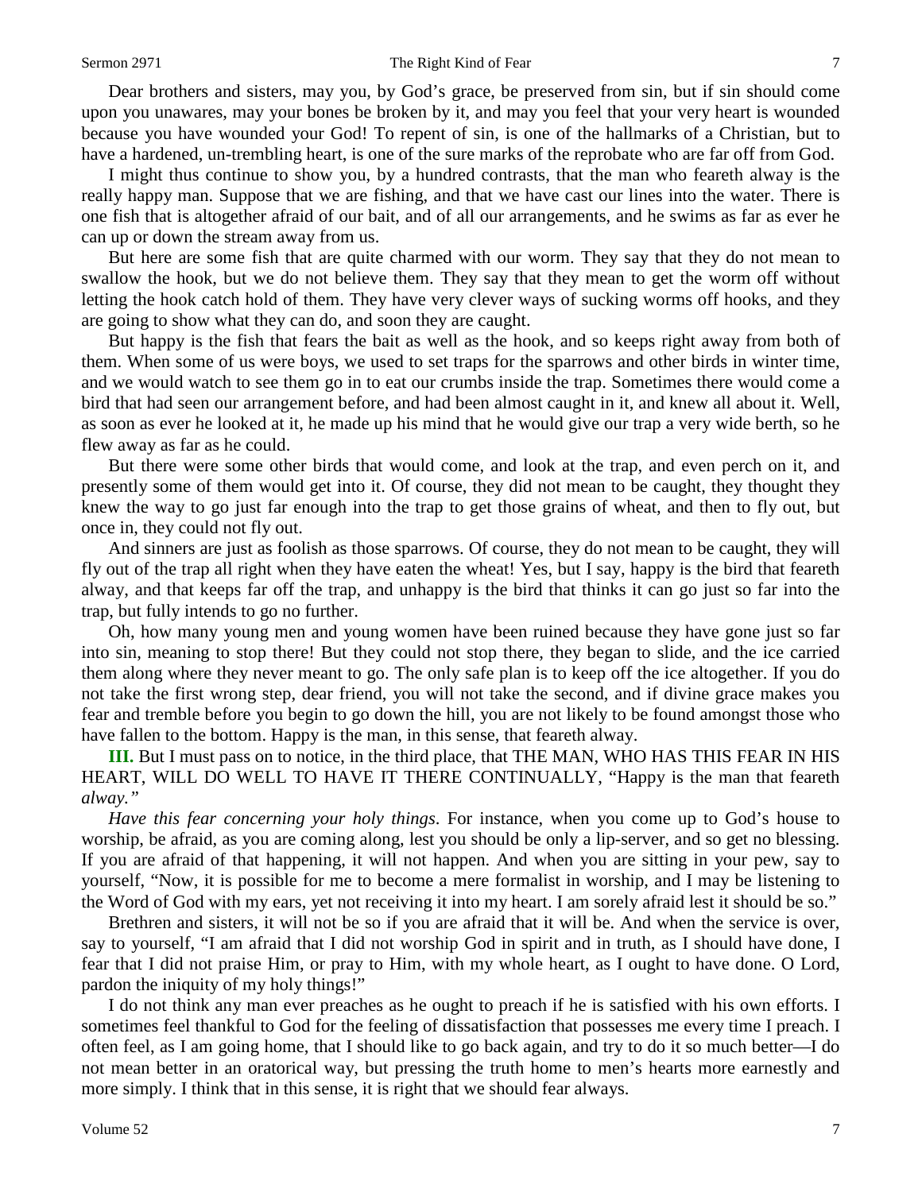Dear brothers and sisters, may you, by God's grace, be preserved from sin, but if sin should come upon you unawares, may your bones be broken by it, and may you feel that your very heart is wounded because you have wounded your God! To repent of sin, is one of the hallmarks of a Christian, but to have a hardened, un-trembling heart, is one of the sure marks of the reprobate who are far off from God.

I might thus continue to show you, by a hundred contrasts, that the man who feareth alway is the really happy man. Suppose that we are fishing, and that we have cast our lines into the water. There is one fish that is altogether afraid of our bait, and of all our arrangements, and he swims as far as ever he can up or down the stream away from us.

But here are some fish that are quite charmed with our worm. They say that they do not mean to swallow the hook, but we do not believe them. They say that they mean to get the worm off without letting the hook catch hold of them. They have very clever ways of sucking worms off hooks, and they are going to show what they can do, and soon they are caught.

But happy is the fish that fears the bait as well as the hook, and so keeps right away from both of them. When some of us were boys, we used to set traps for the sparrows and other birds in winter time, and we would watch to see them go in to eat our crumbs inside the trap. Sometimes there would come a bird that had seen our arrangement before, and had been almost caught in it, and knew all about it. Well, as soon as ever he looked at it, he made up his mind that he would give our trap a very wide berth, so he flew away as far as he could.

But there were some other birds that would come, and look at the trap, and even perch on it, and presently some of them would get into it. Of course, they did not mean to be caught, they thought they knew the way to go just far enough into the trap to get those grains of wheat, and then to fly out, but once in, they could not fly out.

And sinners are just as foolish as those sparrows. Of course, they do not mean to be caught, they will fly out of the trap all right when they have eaten the wheat! Yes, but I say, happy is the bird that feareth alway, and that keeps far off the trap, and unhappy is the bird that thinks it can go just so far into the trap, but fully intends to go no further.

Oh, how many young men and young women have been ruined because they have gone just so far into sin, meaning to stop there! But they could not stop there, they began to slide, and the ice carried them along where they never meant to go. The only safe plan is to keep off the ice altogether. If you do not take the first wrong step, dear friend, you will not take the second, and if divine grace makes you fear and tremble before you begin to go down the hill, you are not likely to be found amongst those who have fallen to the bottom. Happy is the man, in this sense, that feareth alway.

**III.** But I must pass on to notice, in the third place, that THE MAN, WHO HAS THIS FEAR IN HIS HEART, WILL DO WELL TO HAVE IT THERE CONTINUALLY, "Happy is the man that feareth *alway."*

*Have this fear concerning your holy things*. For instance, when you come up to God's house to worship, be afraid, as you are coming along, lest you should be only a lip-server, and so get no blessing. If you are afraid of that happening, it will not happen. And when you are sitting in your pew, say to yourself, "Now, it is possible for me to become a mere formalist in worship, and I may be listening to the Word of God with my ears, yet not receiving it into my heart. I am sorely afraid lest it should be so."

Brethren and sisters, it will not be so if you are afraid that it will be. And when the service is over, say to yourself, "I am afraid that I did not worship God in spirit and in truth, as I should have done, I fear that I did not praise Him, or pray to Him, with my whole heart, as I ought to have done. O Lord, pardon the iniquity of my holy things!"

I do not think any man ever preaches as he ought to preach if he is satisfied with his own efforts. I sometimes feel thankful to God for the feeling of dissatisfaction that possesses me every time I preach. I often feel, as I am going home, that I should like to go back again, and try to do it so much better—I do not mean better in an oratorical way, but pressing the truth home to men's hearts more earnestly and more simply. I think that in this sense, it is right that we should fear always.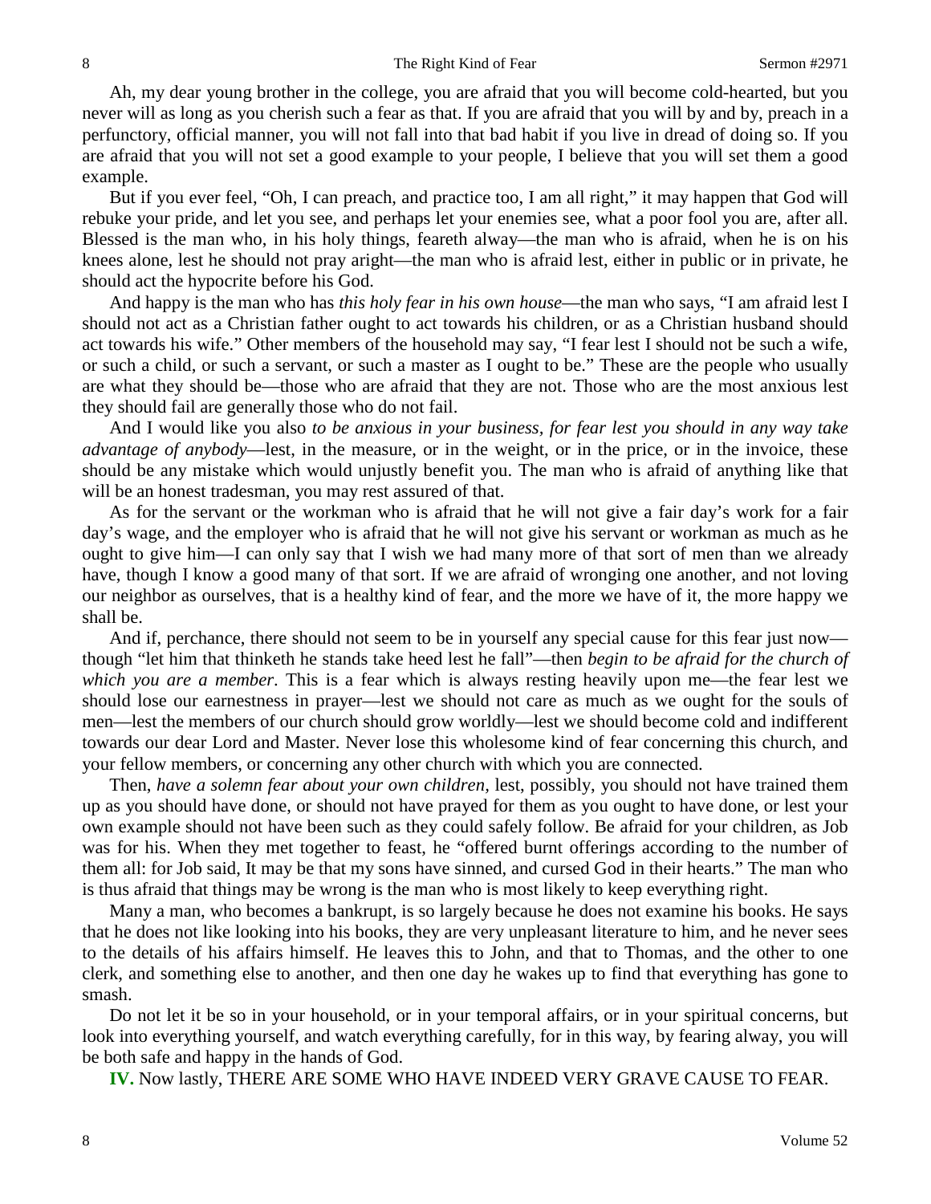Ah, my dear young brother in the college, you are afraid that you will become cold-hearted, but you never will as long as you cherish such a fear as that. If you are afraid that you will by and by, preach in a perfunctory, official manner, you will not fall into that bad habit if you live in dread of doing so. If you are afraid that you will not set a good example to your people, I believe that you will set them a good example.

But if you ever feel, "Oh, I can preach, and practice too, I am all right," it may happen that God will rebuke your pride, and let you see, and perhaps let your enemies see, what a poor fool you are, after all. Blessed is the man who, in his holy things, feareth alway—the man who is afraid, when he is on his knees alone, lest he should not pray aright—the man who is afraid lest, either in public or in private, he should act the hypocrite before his God.

And happy is the man who has *this holy fear in his own house*—the man who says, "I am afraid lest I should not act as a Christian father ought to act towards his children, or as a Christian husband should act towards his wife." Other members of the household may say, "I fear lest I should not be such a wife, or such a child, or such a servant, or such a master as I ought to be." These are the people who usually are what they should be—those who are afraid that they are not. Those who are the most anxious lest they should fail are generally those who do not fail.

And I would like you also *to be anxious in your business, for fear lest you should in any way take advantage of anybody*—lest, in the measure, or in the weight, or in the price, or in the invoice, these should be any mistake which would unjustly benefit you. The man who is afraid of anything like that will be an honest tradesman, you may rest assured of that.

As for the servant or the workman who is afraid that he will not give a fair day's work for a fair day's wage, and the employer who is afraid that he will not give his servant or workman as much as he ought to give him—I can only say that I wish we had many more of that sort of men than we already have, though I know a good many of that sort. If we are afraid of wronging one another, and not loving our neighbor as ourselves, that is a healthy kind of fear, and the more we have of it, the more happy we shall be.

And if, perchance, there should not seem to be in yourself any special cause for this fear just now—though "let him that thinketh he stands take heed lest he fall"—then *begin to be afraid for the church of which you are a member*. This is a fear which is always resting heavily upon me—the fear lest we should lose our earnestness in prayer—lest we should not care as much as we ought for the souls of men—lest the members of our church should grow worldly—lest we should become cold and indifferent towards our dear Lord and Master. Never lose this wholesome kind of fear concerning this church, and your fellow members, or concerning any other church with which you are connected.

Then, *have a solemn fear about your own children,* lest, possibly, you should not have trained them up as you should have done, or should not have prayed for them as you ought to have done, or lest your own example should not have been such as they could safely follow. Be afraid for your children, as Job was for his. When they met together to feast, he "offered burnt offerings according to the number of them all: for Job said, It may be that my sons have sinned, and cursed God in their hearts." The man who is thus afraid that things may be wrong is the man who is most likely to keep everything right.

Many a man, who becomes a bankrupt, is so largely because he does not examine his books. He says that he does not like looking into his books, they are very unpleasant literature to him, and he never sees to the details of his affairs himself. He leaves this to John, and that to Thomas, and the other to one clerk, and something else to another, and then one day he wakes up to find that everything has gone to smash.

Do not let it be so in your household, or in your temporal affairs, or in your spiritual concerns, but look into everything yourself, and watch everything carefully, for in this way, by fearing alway, you will be both safe and happy in the hands of God.

**IV.** Now lastly, THERE ARE SOME WHO HAVE INDEED VERY GRAVE CAUSE TO FEAR.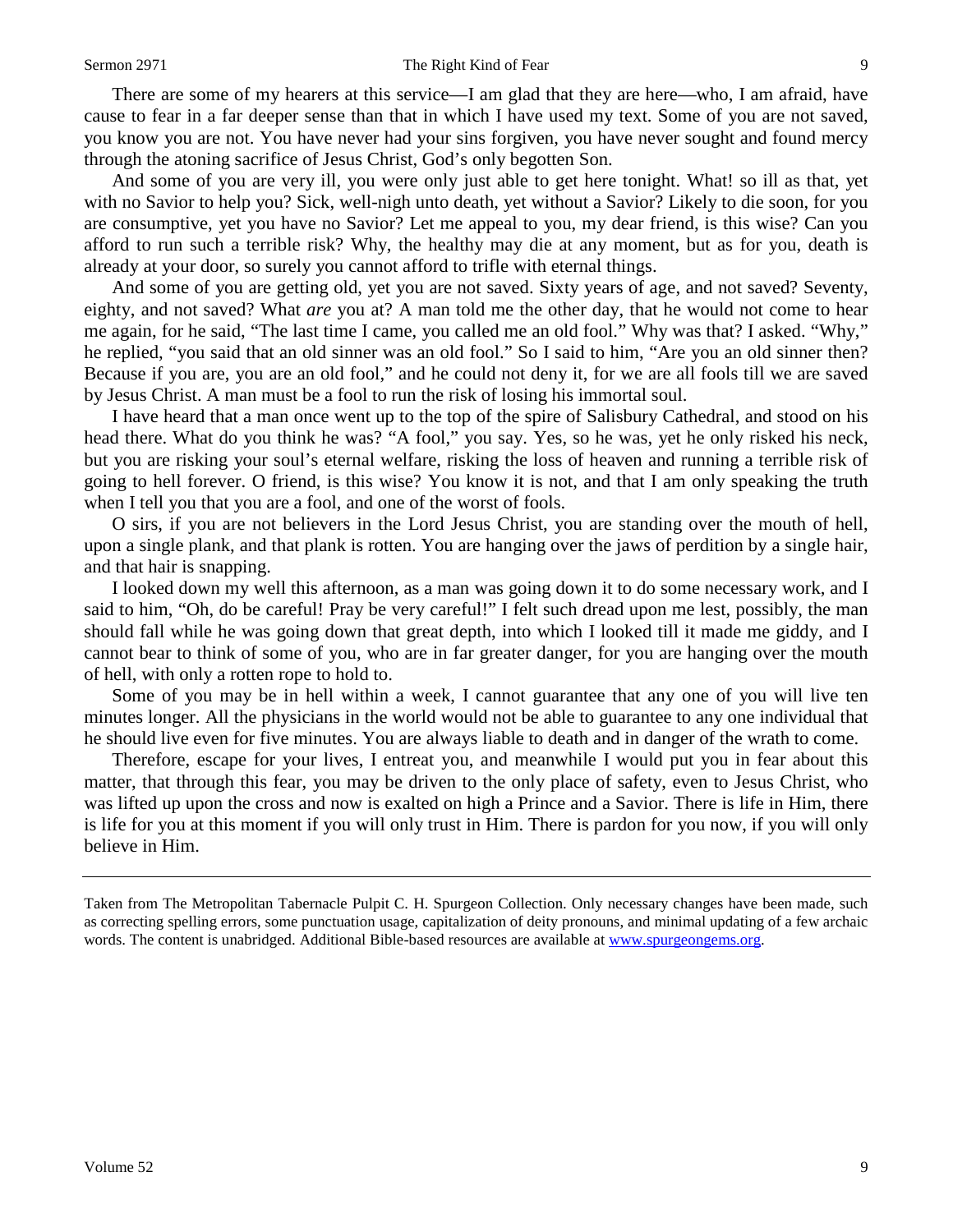There are some of my hearers at this service—I am glad that they are here—who, I am afraid, have cause to fear in a far deeper sense than that in which I have used my text. Some of you are not saved, you know you are not. You have never had your sins forgiven, you have never sought and found mercy through the atoning sacrifice of Jesus Christ, God's only begotten Son.

And some of you are very ill, you were only just able to get here tonight. What! so ill as that, yet with no Savior to help you? Sick, well-nigh unto death, yet without a Savior? Likely to die soon, for you are consumptive, yet you have no Savior? Let me appeal to you, my dear friend, is this wise? Can you afford to run such a terrible risk? Why, the healthy may die at any moment, but as for you, death is already at your door, so surely you cannot afford to trifle with eternal things.

And some of you are getting old, yet you are not saved. Sixty years of age, and not saved? Seventy, eighty, and not saved? What *are* you at? A man told me the other day, that he would not come to hear me again, for he said, "The last time I came, you called me an old fool." Why was that? I asked. "Why," he replied, "you said that an old sinner was an old fool." So I said to him, "Are you an old sinner then? Because if you are, you are an old fool," and he could not deny it, for we are all fools till we are saved by Jesus Christ. A man must be a fool to run the risk of losing his immortal soul.

I have heard that a man once went up to the top of the spire of Salisbury Cathedral, and stood on his head there. What do you think he was? "A fool," you say. Yes, so he was, yet he only risked his neck, but you are risking your soul's eternal welfare, risking the loss of heaven and running a terrible risk of going to hell forever. O friend, is this wise? You know it is not, and that I am only speaking the truth when I tell you that you are a fool, and one of the worst of fools.

O sirs, if you are not believers in the Lord Jesus Christ, you are standing over the mouth of hell, upon a single plank, and that plank is rotten. You are hanging over the jaws of perdition by a single hair, and that hair is snapping.

I looked down my well this afternoon, as a man was going down it to do some necessary work, and I said to him, "Oh, do be careful! Pray be very careful!" I felt such dread upon me lest, possibly, the man should fall while he was going down that great depth, into which I looked till it made me giddy, and I cannot bear to think of some of you, who are in far greater danger, for you are hanging over the mouth of hell, with only a rotten rope to hold to.

Some of you may be in hell within a week, I cannot guarantee that any one of you will live ten minutes longer. All the physicians in the world would not be able to guarantee to any one individual that he should live even for five minutes. You are always liable to death and in danger of the wrath to come.

Therefore, escape for your lives, I entreat you, and meanwhile I would put you in fear about this matter, that through this fear, you may be driven to the only place of safety, even to Jesus Christ, who was lifted up upon the cross and now is exalted on high a Prince and a Savior. There is life in Him, there is life for you at this moment if you will only trust in Him. There is pardon for you now, if you will only believe in Him.

---

Taken from The Metropolitan Tabernacle Pulpit C. H. Spurgeon Collection. Only necessary changes have been made, such as correcting spelling errors, some punctuation usage, capitalization of deity pronouns, and minimal updating of a few archaic words. The content is unabridged. Additional Bible-based resources are available at www.spurgeongems.org.